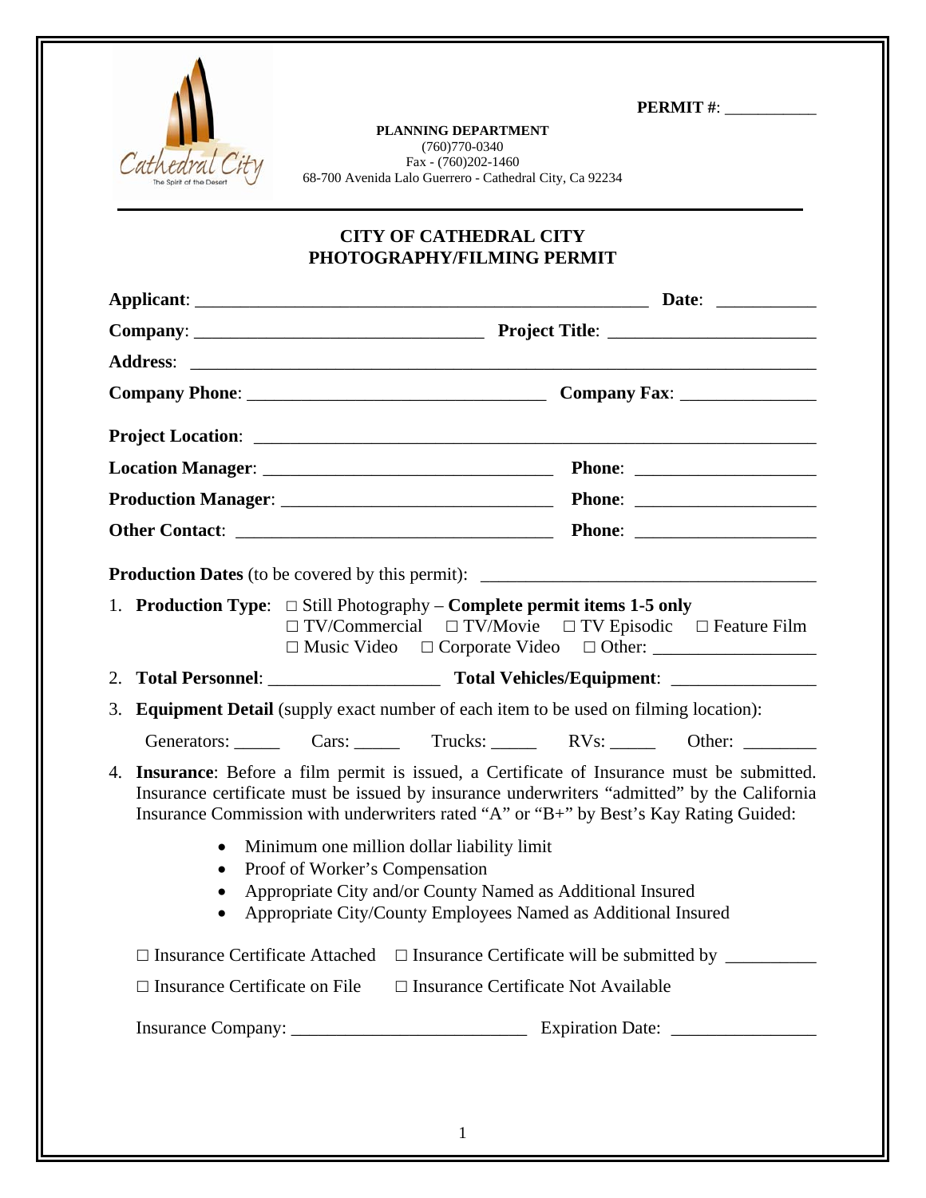**PERMIT #**: ___________

**PLANNING DEPARTMENT**
(760)770-0340
Fax - (760)202-1460
68-700 Avenida Lalo Guerrero - Cathedral City, Ca 92234

## CITY OF CATHEDRAL CITY
## PHOTOGRAPHY/FILMING PERMIT

**Applicant**: ____________________________________________________ **Date**: ___________

**Company**: _________________________________ **Project Title**: ________________________

**Address**: _________________________________________________________________________

**Company Phone**: __________________________________ **Company Fax**: _______________

**Project Location**: __________________________________________________________________

**Location Manager**: _________________________________ **Phone**: ____________________

**Production Manager**: _______________________________ **Phone**: ____________________

**Other Contact**: ____________________________________ **Phone**: ____________________

**Production Dates** (to be covered by this permit): _____________________________________

1. **Production Type**: □ Still Photography – **Complete permit items 1-5 only**
   □ TV/Commercial □ TV/Movie □ TV Episodic □ Feature Film
   □ Music Video □ Corporate Video □ Other: __________________

2. **Total Personnel**: ___________________ **Total Vehicles/Equipment**: ________________

3. **Equipment Detail** (supply exact number of each item to be used on filming location):

   Generators: _____ Cars: _____ Trucks: _____ RVs: _____ Other: ________

4. **Insurance**: Before a film permit is issued, a Certificate of Insurance must be submitted. Insurance certificate must be issued by insurance underwriters "admitted" by the California Insurance Commission with underwriters rated "A" or "B+" by Best's Kay Rating Guided:

   - Minimum one million dollar liability limit
   - Proof of Worker's Compensation
   - Appropriate City and/or County Named as Additional Insured
   - Appropriate City/County Employees Named as Additional Insured

   □ Insurance Certificate Attached □ Insurance Certificate will be submitted by __________

   □ Insurance Certificate on File □ Insurance Certificate Not Available

   Insurance Company: __________________________ Expiration Date: ________________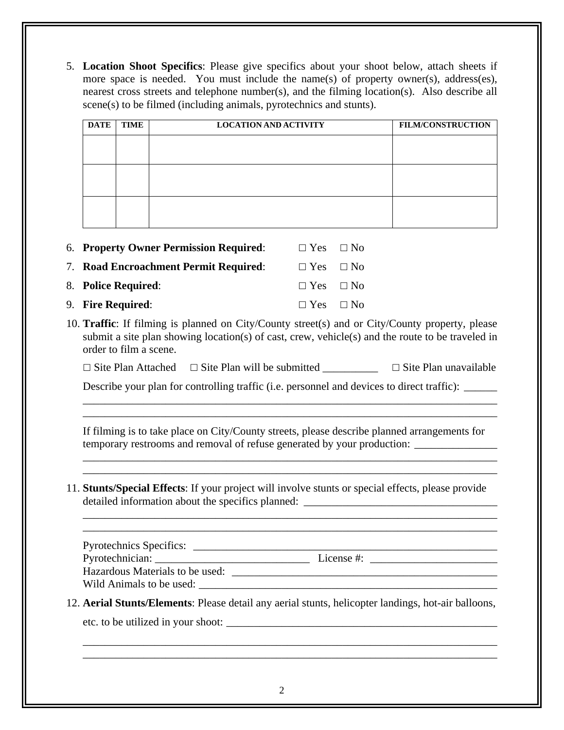5. **Location Shoot Specifics**: Please give specifics about your shoot below, attach sheets if more space is needed. You must include the name(s) of property owner(s), address(es), nearest cross streets and telephone number(s), and the filming location(s). Also describe all scene(s) to be filmed (including animals, pyrotechnics and stunts).

| DATE | TIME | LOCATION AND ACTIVITY | FILM/CONSTRUCTION |
|---|---|---|---|
| | | | |
| | | | |
| | | | |

6. **Property Owner Permission Required**: ☐ Yes ☐ No
7. **Road Encroachment Permit Required**: ☐ Yes ☐ No
8. **Police Required**: ☐ Yes ☐ No
9. **Fire Required**: ☐ Yes ☐ No
10. **Traffic**: If filming is planned on City/County street(s) and or City/County property, please submit a site plan showing location(s) of cast, crew, vehicle(s) and the route to be traveled in order to film a scene.

    ☐ Site Plan Attached ☐ Site Plan will be submitted __________ ☐ Site Plan unavailable

    Describe your plan for controlling traffic (i.e. personnel and devices to direct traffic): ______
    ________________________________________________________________________________
    ________________________________________________________________________________

    If filming is to take place on City/County streets, please describe planned arrangements for temporary restrooms and removal of refuse generated by your production: _______________
    ________________________________________________________________________________
    ________________________________________________________________________________

11. **Stunts/Special Effects**: If your project will involve stunts or special effects, please provide detailed information about the specifics planned: ___________________________________
    ________________________________________________________________________________
    ________________________________________________________________________________

    Pyrotechnics Specifics: ________________________________________________________
    Pyrotechnician: ____________________________ License #: _______________________
    Hazardous Materials to be used: __________________________________________________
    Wild Animals to be used: _______________________________________________________

12. **Aerial Stunts/Elements**: Please detail any aerial stunts, helicopter landings, hot-air balloons, etc. to be utilized in your shoot: ___________________________________________________
    ________________________________________________________________________________
    ________________________________________________________________________________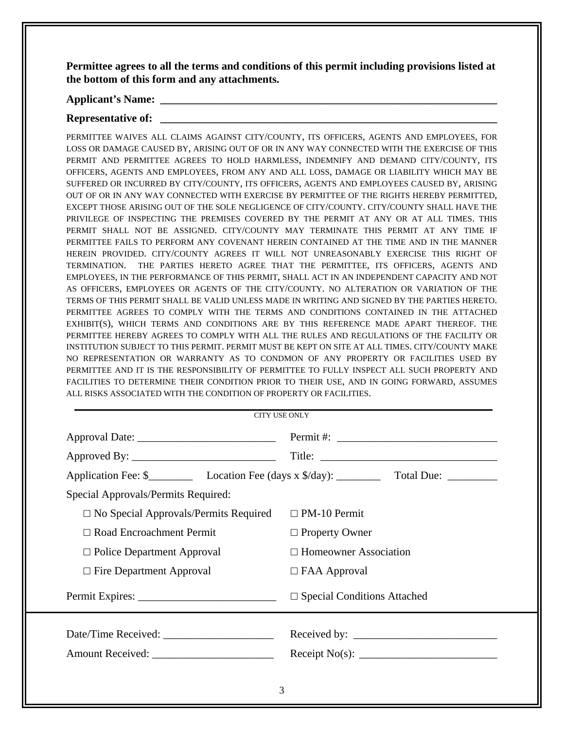**Permittee agrees to all the terms and conditions of this permit including provisions listed at the bottom of this form and any attachments.**

**Applicant's Name: \_\_\_\_\_\_\_\_\_\_\_\_\_\_\_\_\_\_\_\_\_\_\_\_\_\_\_\_\_\_\_\_\_\_\_\_\_\_\_\_\_\_\_\_\_\_\_\_\_\_\_\_\_\_\_\_\_\_\_\_\_\_**

**Representative of: \_\_\_\_\_\_\_\_\_\_\_\_\_\_\_\_\_\_\_\_\_\_\_\_\_\_\_\_\_\_\_\_\_\_\_\_\_\_\_\_\_\_\_\_\_\_\_\_\_\_\_\_\_\_\_\_\_\_\_\_\_\_**

PERMITTEE WAIVES ALL CLAIMS AGAINST CITY/COUNTY, ITS OFFICERS, AGENTS AND EMPLOYEES, FOR LOSS OR DAMAGE CAUSED BY, ARISING OUT OF OR IN ANY WAY CONNECTED WITH THE EXERCISE OF THIS PERMIT AND PERMITTEE AGREES TO HOLD HARMLESS, INDEMNIFY AND DEMAND CITY/COUNTY, ITS OFFICERS, AGENTS AND EMPLOYEES, FROM ANY AND ALL LOSS, DAMAGE OR LIABILITY WHICH MAY BE SUFFERED OR INCURRED BY CITY/COUNTY, ITS OFFICERS, AGENTS AND EMPLOYEES CAUSED BY, ARISING OUT OF OR IN ANY WAY CONNECTED WITH EXERCISE BY PERMITTEE OF THE RIGHTS HEREBY PERMITTED, EXCEPT THOSE ARISING OUT OF THE SOLE NEGLIGENCE OF CITY/COUNTY. CITY/COUNTY SHALL HAVE THE PRIVILEGE OF INSPECTING THE PREMISES COVERED BY THE PERMIT AT ANY OR AT ALL TIMES. THIS PERMIT SHALL NOT BE ASSIGNED. CITY/COUNTY MAY TERMINATE THIS PERMIT AT ANY TIME IF PERMITTEE FAILS TO PERFORM ANY COVENANT HEREIN CONTAINED AT THE TIME AND IN THE MANNER HEREIN PROVIDED. CITY/COUNTY AGREES IT WILL NOT UNREASONABLY EXERCISE THIS RIGHT OF TERMINATION. THE PARTIES HERETO AGREE THAT THE PERMITTEE, ITS OFFICERS, AGENTS AND EMPLOYEES, IN THE PERFORMANCE OF THIS PERMIT, SHALL ACT IN AN INDEPENDENT CAPACITY AND NOT AS OFFICERS, EMPLOYEES OR AGENTS OF THE CITY/COUNTY. NO ALTERATION OR VARIATION OF THE TERMS OF THIS PERMIT SHALL BE VALID UNLESS MADE IN WRITING AND SIGNED BY THE PARTIES HERETO. PERMITTEE AGREES TO COMPLY WITH THE TERMS AND CONDITIONS CONTAINED IN THE ATTACHED EXHIBIT(S), WHICH TERMS AND CONDITIONS ARE BY THIS REFERENCE MADE APART THEREOF. THE PERMITTEE HEREBY AGREES TO COMPLY WITH ALL THE RULES AND REGULATIONS OF THE FACILITY OR INSTITUTION SUBJECT TO THIS PERMIT. PERMIT MUST BE KEPT ON SITE AT ALL TIMES. CITY/COUNTY MAKE NO REPRESENTATION OR WARRANTY AS TO CONDMON OF ANY PROPERTY OR FACILITIES USED BY PERMITTEE AND IT IS THE RESPONSIBILITY OF PERMITTEE TO FULLY INSPECT ALL SUCH PROPERTY AND FACILITIES TO DETERMINE THEIR CONDITION PRIOR TO THEIR USE, AND IN GOING FORWARD, ASSUMES ALL RISKS ASSOCIATED WITH THE CONDITION OF PROPERTY OR FACILITIES.

---

CITY USE ONLY

Approval Date: \_\_\_\_\_\_\_\_\_\_\_\_\_\_\_\_\_\_\_\_\_\_\_\_\_ Permit #: \_\_\_\_\_\_\_\_\_\_\_\_\_\_\_\_\_\_\_\_\_\_\_\_\_\_\_\_\_

Approved By: \_\_\_\_\_\_\_\_\_\_\_\_\_\_\_\_\_\_\_\_\_\_\_\_\_\_ Title: \_\_\_\_\_\_\_\_\_\_\_\_\_\_\_\_\_\_\_\_\_\_\_\_\_\_\_\_\_\_\_\_

Application Fee: $\_\_\_\_\_\_\_\_ Location Fee (days x $/day): \_\_\_\_\_\_\_\_ Total Due: \_\_\_\_\_\_\_\_\_

Special Approvals/Permits Required:

- ☐ No Special Approvals/Permits Required
- ☐ PM-10 Permit
- ☐ Road Encroachment Permit
- ☐ Property Owner
- ☐ Police Department Approval
- ☐ Homeowner Association
- ☐ Fire Department Approval
- ☐ FAA Approval

Permit Expires: \_\_\_\_\_\_\_\_\_\_\_\_\_\_\_\_\_\_\_\_\_\_\_\_\_ ☐ Special Conditions Attached

---

Date/Time Received: \_\_\_\_\_\_\_\_\_\_\_\_\_\_\_\_\_\_\_\_ Received by: \_\_\_\_\_\_\_\_\_\_\_\_\_\_\_\_\_\_\_\_\_\_\_\_\_\_

Amount Received: \_\_\_\_\_\_\_\_\_\_\_\_\_\_\_\_\_\_\_\_\_\_ Receipt No(s): \_\_\_\_\_\_\_\_\_\_\_\_\_\_\_\_\_\_\_\_\_\_\_\_\_